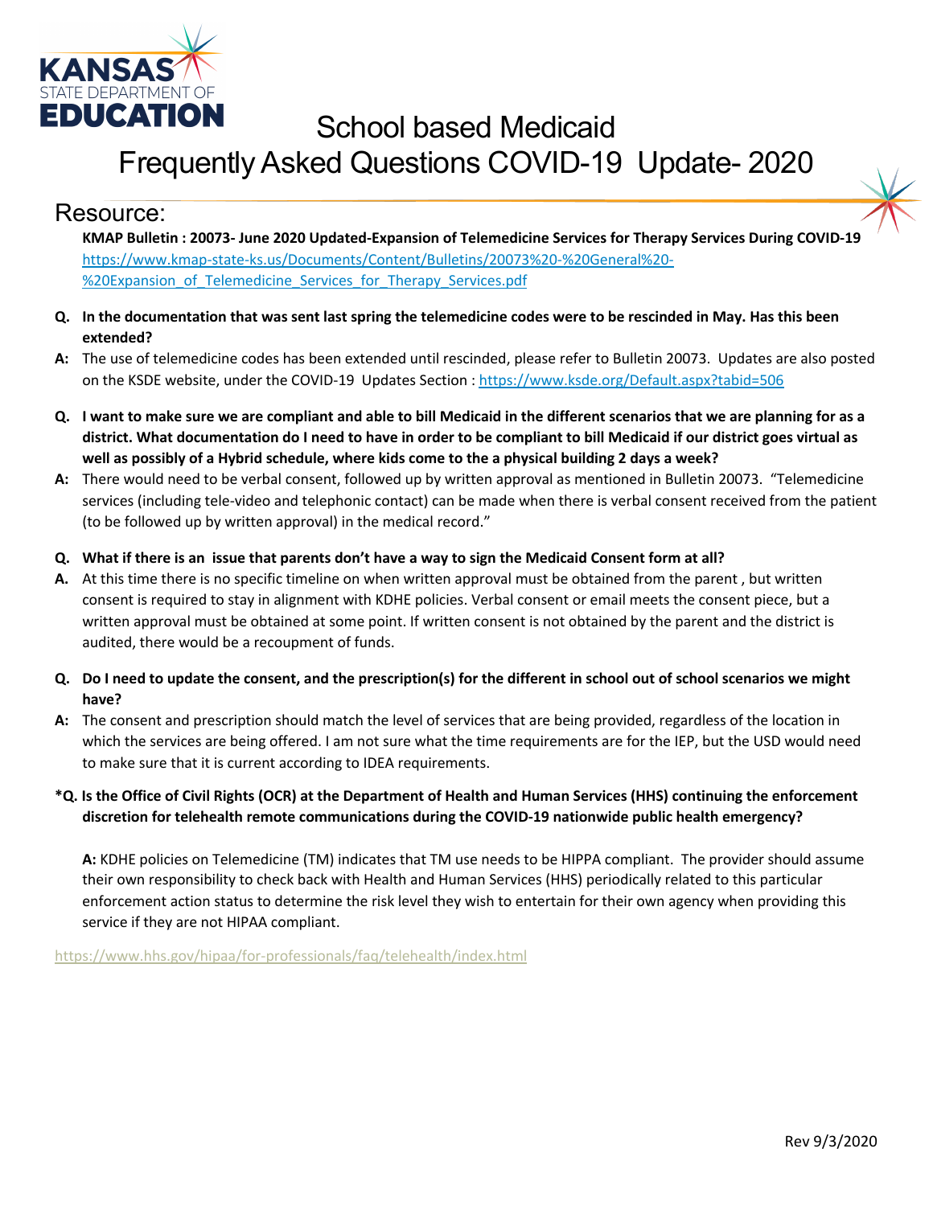KANSAS STATE DEPARTMENT OF EDUCATION

# School based Medicaid Frequently Asked Questions COVID-19 Update- 2020

## Resource:

**KMAP Bulletin : 20073- June 2020 Updated-Expansion of Telemedicine Services for Therapy Services During COVID-19**
https://www.kmap-state-ks.us/Documents/Content/Bulletins/20073%20-%20General%20-%20Expansion_of_Telemedicine_Services_for_Therapy_Services.pdf

**Q. In the documentation that was sent last spring the telemedicine codes were to be rescinded in May. Has this been extended?**

**A:** The use of telemedicine codes has been extended until rescinded, please refer to Bulletin 20073. Updates are also posted on the KSDE website, under the COVID-19 Updates Section : https://www.ksde.org/Default.aspx?tabid=506

**Q. I want to make sure we are compliant and able to bill Medicaid in the different scenarios that we are planning for as a district. What documentation do I need to have in order to be compliant to bill Medicaid if our district goes virtual as well as possibly of a Hybrid schedule, where kids come to the a physical building 2 days a week?**

**A:** There would need to be verbal consent, followed up by written approval as mentioned in Bulletin 20073. "Telemedicine services (including tele-video and telephonic contact) can be made when there is verbal consent received from the patient (to be followed up by written approval) in the medical record."

**Q. What if there is an issue that parents don't have a way to sign the Medicaid Consent form at all?**

**A.** At this time there is no specific timeline on when written approval must be obtained from the parent , but written consent is required to stay in alignment with KDHE policies. Verbal consent or email meets the consent piece, but a written approval must be obtained at some point. If written consent is not obtained by the parent and the district is audited, there would be a recoupment of funds.

**Q. Do I need to update the consent, and the prescription(s) for the different in school out of school scenarios we might have?**

**A:** The consent and prescription should match the level of services that are being provided, regardless of the location in which the services are being offered. I am not sure what the time requirements are for the IEP, but the USD would need to make sure that it is current according to IDEA requirements.

**\*Q. Is the Office of Civil Rights (OCR) at the Department of Health and Human Services (HHS) continuing the enforcement discretion for telehealth remote communications during the COVID-19 nationwide public health emergency?**

**A:** KDHE policies on Telemedicine (TM) indicates that TM use needs to be HIPPA compliant. The provider should assume their own responsibility to check back with Health and Human Services (HHS) periodically related to this particular enforcement action status to determine the risk level they wish to entertain for their own agency when providing this service if they are not HIPAA compliant.

https://www.hhs.gov/hipaa/for-professionals/faq/telehealth/index.html

Rev 9/3/2020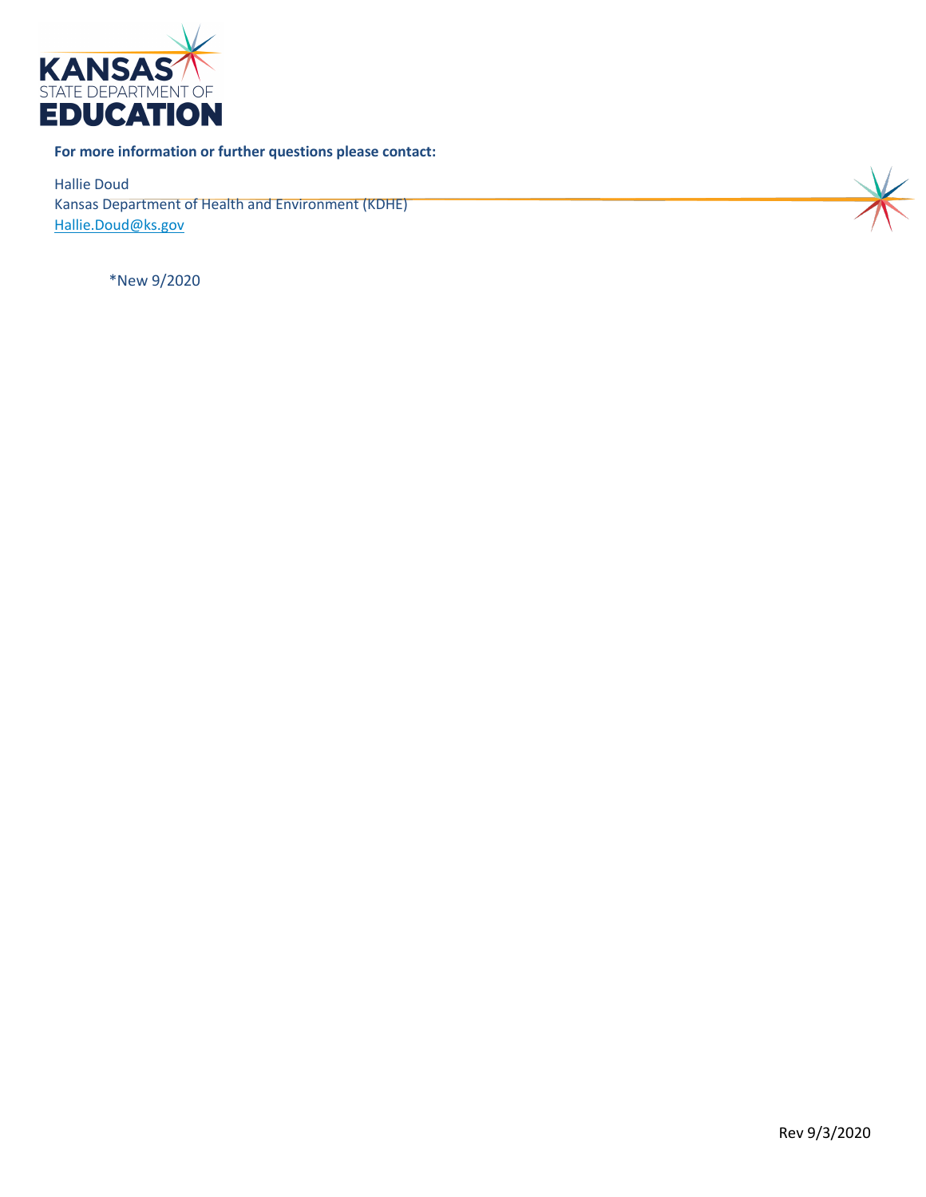**For more information or further questions please contact:**

Hallie Doud
Kansas Department of Health and Environment (KDHE)
[Hallie.Doud@ks.gov](mailto:Hallie.Doud@ks.gov)

*New 9/2020

Rev 9/3/2020